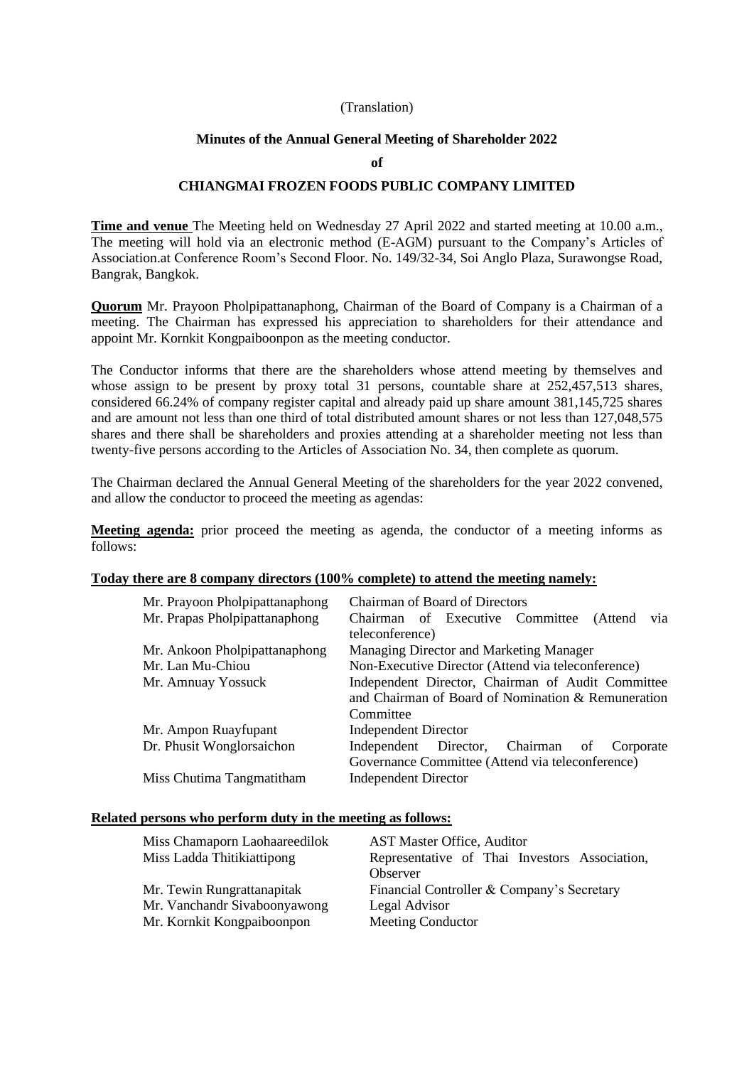(Translation)

**Minutes of the Annual General Meeting of Shareholder 2022**

**of**

**CHIANGMAI FROZEN FOODS PUBLIC COMPANY LIMITED**

**Time and venue** The Meeting held on Wednesday 27 April 2022 and started meeting at 10.00 a.m., The meeting will hold via an electronic method (E-AGM) pursuant to the Company's Articles of Association.at Conference Room's Second Floor. No. 149/32-34, Soi Anglo Plaza, Surawongse Road, Bangrak, Bangkok.

**Quorum** Mr. Prayoon Pholpipattanaphong, Chairman of the Board of Company is a Chairman of a meeting. The Chairman has expressed his appreciation to shareholders for their attendance and appoint Mr. Kornkit Kongpaiboonpon as the meeting conductor.

The Conductor informs that there are the shareholders whose attend meeting by themselves and whose assign to be present by proxy total 31 persons, countable share at 252,457,513 shares, considered 66.24% of company register capital and already paid up share amount 381,145,725 shares and are amount not less than one third of total distributed amount shares or not less than 127,048,575 shares and there shall be shareholders and proxies attending at a shareholder meeting not less than twenty-five persons according to the Articles of Association No. 34, then complete as quorum.

The Chairman declared the Annual General Meeting of the shareholders for the year 2022 convened, and allow the conductor to proceed the meeting as agendas:

**Meeting agenda:** prior proceed the meeting as agenda, the conductor of a meeting informs as follows:

**Today there are 8 company directors (100% complete) to attend the meeting namely:**

| | |
|---|---|
| Mr. Prayoon Pholpipattanaphong | Chairman of Board of Directors |
| Mr. Prapas Pholpipattanaphong | Chairman of Executive Committee (Attend via teleconference) |
| Mr. Ankoon Pholpipattanaphong | Managing Director and Marketing Manager |
| Mr. Lan Mu-Chiou | Non-Executive Director (Attend via teleconference) |
| Mr. Amnuay Yossuck | Independent Director, Chairman of Audit Committee and Chairman of Board of Nomination & Remuneration Committee |
| Mr. Ampon Ruayfupant | Independent Director |
| Dr. Phusit Wonglorsaichon | Independent Director, Chairman of Corporate Governance Committee (Attend via teleconference) |
| Miss Chutima Tangmatitham | Independent Director |

**Related persons who perform duty in the meeting as follows:**

| | |
|---|---|
| Miss Chamaporn Laohaareedilok | AST Master Office, Auditor |
| Miss Ladda Thitikiattipong | Representative of Thai Investors Association, Observer |
| Mr. Tewin Rungrattanapitak | Financial Controller & Company's Secretary |
| Mr. Vanchandr Sivaboonyawong | Legal Advisor |
| Mr. Kornkit Kongpaiboonpon | Meeting Conductor |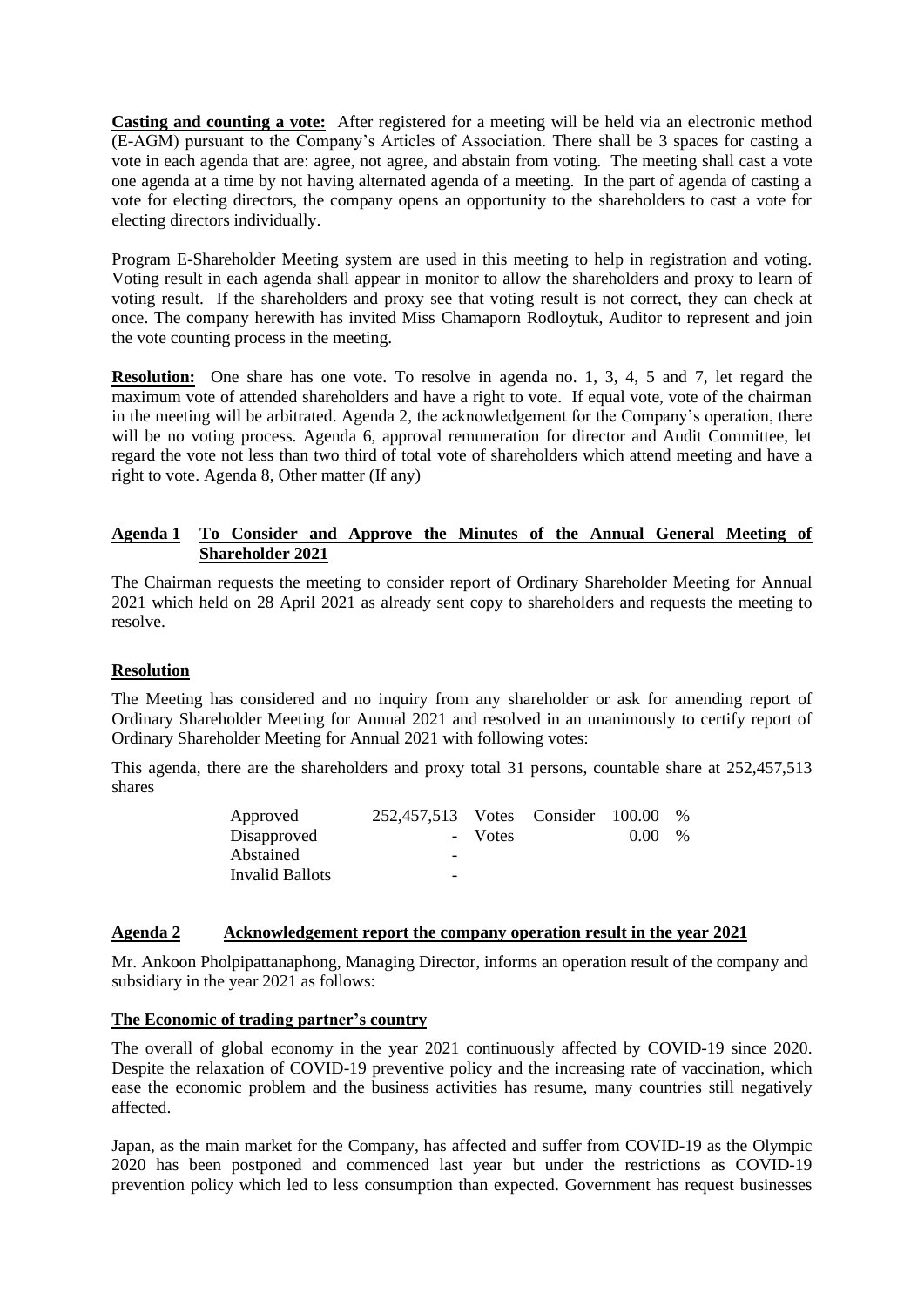**Casting and counting a vote:** After registered for a meeting will be held via an electronic method (E-AGM) pursuant to the Company's Articles of Association. There shall be 3 spaces for casting a vote in each agenda that are: agree, not agree, and abstain from voting. The meeting shall cast a vote one agenda at a time by not having alternated agenda of a meeting. In the part of agenda of casting a vote for electing directors, the company opens an opportunity to the shareholders to cast a vote for electing directors individually.

Program E-Shareholder Meeting system are used in this meeting to help in registration and voting. Voting result in each agenda shall appear in monitor to allow the shareholders and proxy to learn of voting result. If the shareholders and proxy see that voting result is not correct, they can check at once. The company herewith has invited Miss Chamaporn Rodloytuk, Auditor to represent and join the vote counting process in the meeting.

**Resolution:** One share has one vote. To resolve in agenda no. 1, 3, 4, 5 and 7, let regard the maximum vote of attended shareholders and have a right to vote. If equal vote, vote of the chairman in the meeting will be arbitrated. Agenda 2, the acknowledgement for the Company's operation, there will be no voting process. Agenda 6, approval remuneration for director and Audit Committee, let regard the vote not less than two third of total vote of shareholders which attend meeting and have a right to vote. Agenda 8, Other matter (If any)

## Agenda 1 To Consider and Approve the Minutes of the Annual General Meeting of Shareholder 2021

The Chairman requests the meeting to consider report of Ordinary Shareholder Meeting for Annual 2021 which held on 28 April 2021 as already sent copy to shareholders and requests the meeting to resolve.

**Resolution**

The Meeting has considered and no inquiry from any shareholder or ask for amending report of Ordinary Shareholder Meeting for Annual 2021 and resolved in an unanimously to certify report of Ordinary Shareholder Meeting for Annual 2021 with following votes:

This agenda, there are the shareholders and proxy total 31 persons, countable share at 252,457,513 shares

| | | | | | |
|---|---|---|---|---|---|
| Approved | 252,457,513 | Votes | Consider | 100.00 | % |
| Disapproved | - | Votes | | 0.00 | % |
| Abstained | - | | | | |
| Invalid Ballots | - | | | | |

## Agenda 2 Acknowledgement report the company operation result in the year 2021

Mr. Ankoon Pholpipattanaphong, Managing Director, informs an operation result of the company and subsidiary in the year 2021 as follows:

**The Economic of trading partner's country**

The overall of global economy in the year 2021 continuously affected by COVID-19 since 2020. Despite the relaxation of COVID-19 preventive policy and the increasing rate of vaccination, which ease the economic problem and the business activities has resume, many countries still negatively affected.

Japan, as the main market for the Company, has affected and suffer from COVID-19 as the Olympic 2020 has been postponed and commenced last year but under the restrictions as COVID-19 prevention policy which led to less consumption than expected. Government has request businesses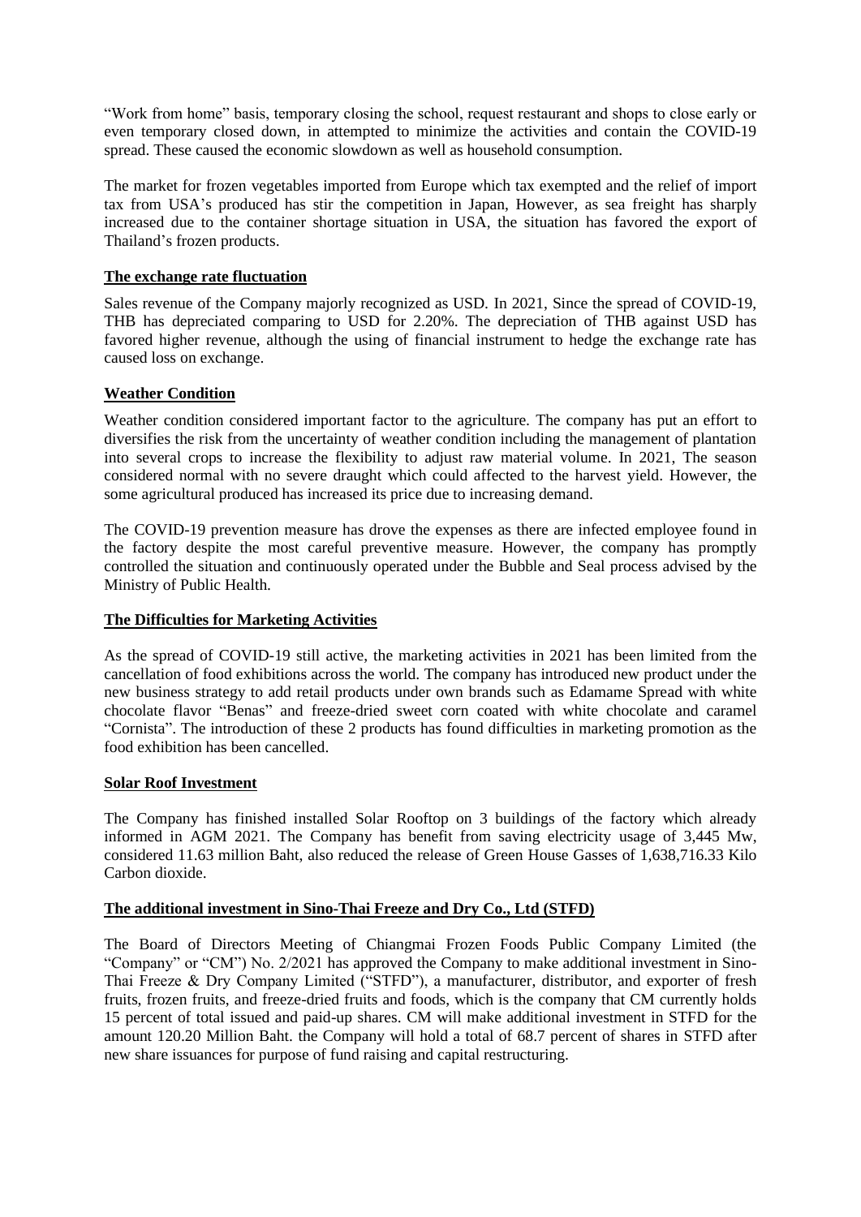"Work from home" basis, temporary closing the school, request restaurant and shops to close early or even temporary closed down, in attempted to minimize the activities and contain the COVID-19 spread. These caused the economic slowdown as well as household consumption.

The market for frozen vegetables imported from Europe which tax exempted and the relief of import tax from USA's produced has stir the competition in Japan, However, as sea freight has sharply increased due to the container shortage situation in USA, the situation has favored the export of Thailand's frozen products.

**The exchange rate fluctuation**

Sales revenue of the Company majorly recognized as USD. In 2021, Since the spread of COVID-19, THB has depreciated comparing to USD for 2.20%. The depreciation of THB against USD has favored higher revenue, although the using of financial instrument to hedge the exchange rate has caused loss on exchange.

**Weather Condition**

Weather condition considered important factor to the agriculture. The company has put an effort to diversifies the risk from the uncertainty of weather condition including the management of plantation into several crops to increase the flexibility to adjust raw material volume. In 2021, The season considered normal with no severe draught which could affected to the harvest yield. However, the some agricultural produced has increased its price due to increasing demand.

The COVID-19 prevention measure has drove the expenses as there are infected employee found in the factory despite the most careful preventive measure. However, the company has promptly controlled the situation and continuously operated under the Bubble and Seal process advised by the Ministry of Public Health.

**The Difficulties for Marketing Activities**

As the spread of COVID-19 still active, the marketing activities in 2021 has been limited from the cancellation of food exhibitions across the world. The company has introduced new product under the new business strategy to add retail products under own brands such as Edamame Spread with white chocolate flavor "Benas" and freeze-dried sweet corn coated with white chocolate and caramel "Cornista". The introduction of these 2 products has found difficulties in marketing promotion as the food exhibition has been cancelled.

**Solar Roof Investment**

The Company has finished installed Solar Rooftop on 3 buildings of the factory which already informed in AGM 2021. The Company has benefit from saving electricity usage of 3,445 Mw, considered 11.63 million Baht, also reduced the release of Green House Gasses of 1,638,716.33 Kilo Carbon dioxide.

**The additional investment in Sino-Thai Freeze and Dry Co., Ltd (STFD)**

The Board of Directors Meeting of Chiangmai Frozen Foods Public Company Limited (the "Company" or "CM") No. 2/2021 has approved the Company to make additional investment in Sino-Thai Freeze & Dry Company Limited ("STFD"), a manufacturer, distributor, and exporter of fresh fruits, frozen fruits, and freeze-dried fruits and foods, which is the company that CM currently holds 15 percent of total issued and paid-up shares. CM will make additional investment in STFD for the amount 120.20 Million Baht. the Company will hold a total of 68.7 percent of shares in STFD after new share issuances for purpose of fund raising and capital restructuring.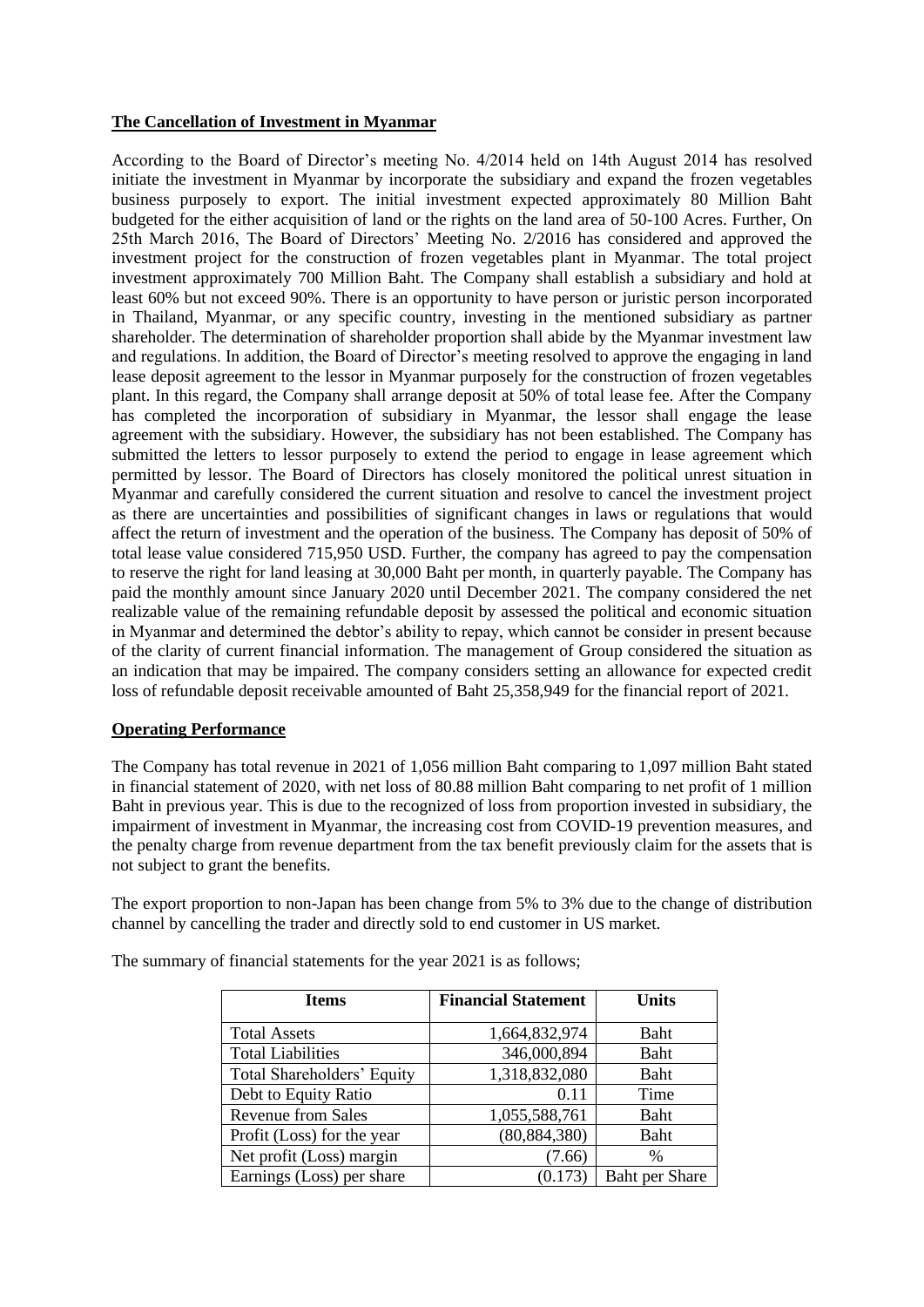**The Cancellation of Investment in Myanmar**

According to the Board of Director's meeting No. 4/2014 held on 14th August 2014 has resolved initiate the investment in Myanmar by incorporate the subsidiary and expand the frozen vegetables business purposely to export. The initial investment expected approximately 80 Million Baht budgeted for the either acquisition of land or the rights on the land area of 50-100 Acres. Further, On 25th March 2016, The Board of Directors' Meeting No. 2/2016 has considered and approved the investment project for the construction of frozen vegetables plant in Myanmar. The total project investment approximately 700 Million Baht. The Company shall establish a subsidiary and hold at least 60% but not exceed 90%. There is an opportunity to have person or juristic person incorporated in Thailand, Myanmar, or any specific country, investing in the mentioned subsidiary as partner shareholder. The determination of shareholder proportion shall abide by the Myanmar investment law and regulations. In addition, the Board of Director's meeting resolved to approve the engaging in land lease deposit agreement to the lessor in Myanmar purposely for the construction of frozen vegetables plant. In this regard, the Company shall arrange deposit at 50% of total lease fee. After the Company has completed the incorporation of subsidiary in Myanmar, the lessor shall engage the lease agreement with the subsidiary. However, the subsidiary has not been established. The Company has submitted the letters to lessor purposely to extend the period to engage in lease agreement which permitted by lessor. The Board of Directors has closely monitored the political unrest situation in Myanmar and carefully considered the current situation and resolve to cancel the investment project as there are uncertainties and possibilities of significant changes in laws or regulations that would affect the return of investment and the operation of the business. The Company has deposit of 50% of total lease value considered 715,950 USD. Further, the company has agreed to pay the compensation to reserve the right for land leasing at 30,000 Baht per month, in quarterly payable. The Company has paid the monthly amount since January 2020 until December 2021. The company considered the net realizable value of the remaining refundable deposit by assessed the political and economic situation in Myanmar and determined the debtor's ability to repay, which cannot be consider in present because of the clarity of current financial information. The management of Group considered the situation as an indication that may be impaired. The company considers setting an allowance for expected credit loss of refundable deposit receivable amounted of Baht 25,358,949 for the financial report of 2021.

**Operating Performance**

The Company has total revenue in 2021 of 1,056 million Baht comparing to 1,097 million Baht stated in financial statement of 2020, with net loss of 80.88 million Baht comparing to net profit of 1 million Baht in previous year. This is due to the recognized of loss from proportion invested in subsidiary, the impairment of investment in Myanmar, the increasing cost from COVID-19 prevention measures, and the penalty charge from revenue department from the tax benefit previously claim for the assets that is not subject to grant the benefits.

The export proportion to non-Japan has been change from 5% to 3% due to the change of distribution channel by cancelling the trader and directly sold to end customer in US market.

The summary of financial statements for the year 2021 is as follows;

| Items | Financial Statement | Units |
|---|---|---|
| Total Assets | 1,664,832,974 | Baht |
| Total Liabilities | 346,000,894 | Baht |
| Total Shareholders' Equity | 1,318,832,080 | Baht |
| Debt to Equity Ratio | 0.11 | Time |
| Revenue from Sales | 1,055,588,761 | Baht |
| Profit (Loss) for the year | (80,884,380) | Baht |
| Net profit (Loss) margin | (7.66) | % |
| Earnings (Loss) per share | (0.173) | Baht per Share |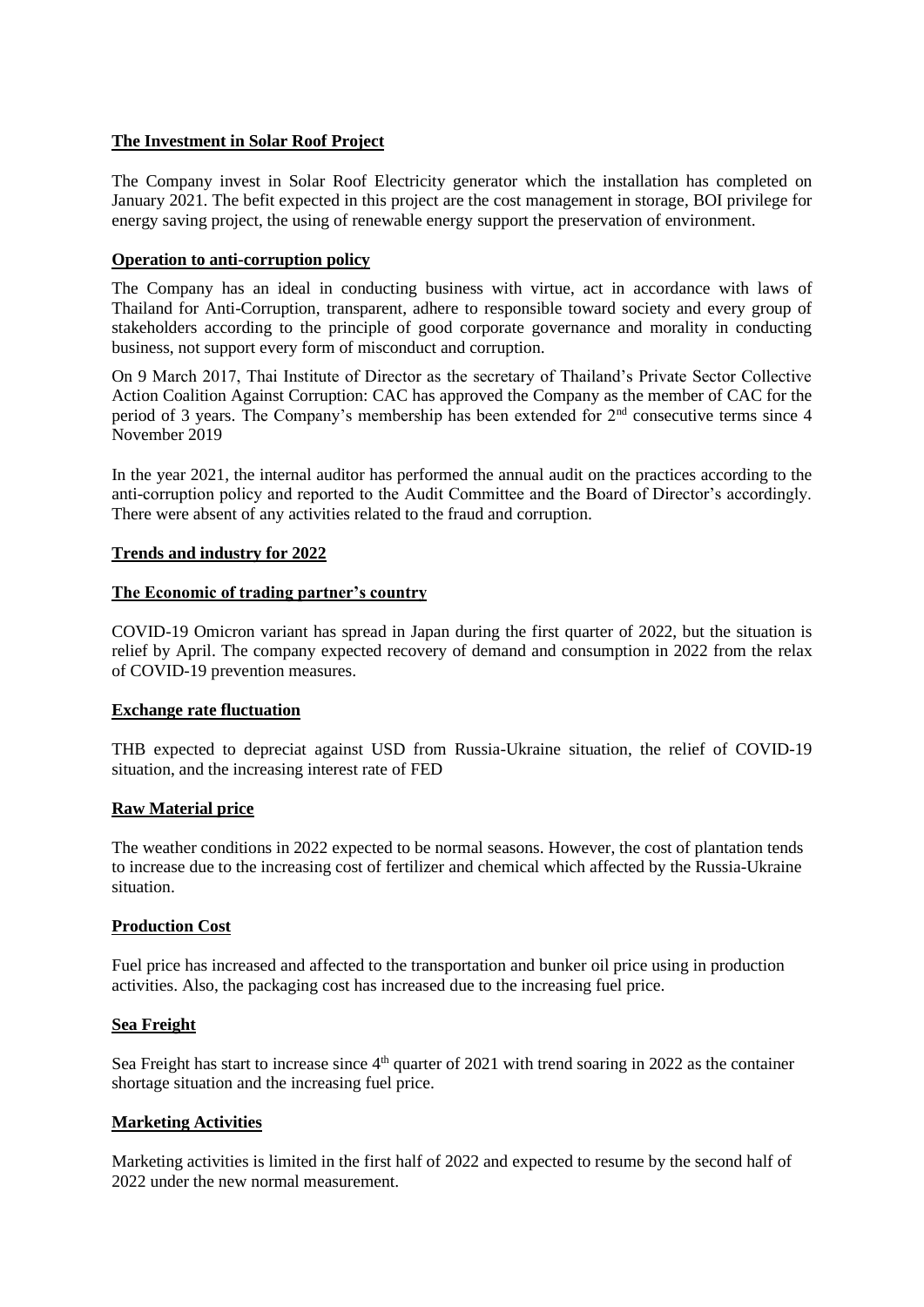**The Investment in Solar Roof Project**

The Company invest in Solar Roof Electricity generator which the installation has completed on January 2021. The befit expected in this project are the cost management in storage, BOI privilege for energy saving project, the using of renewable energy support the preservation of environment.

**Operation to anti-corruption policy**

The Company has an ideal in conducting business with virtue, act in accordance with laws of Thailand for Anti-Corruption, transparent, adhere to responsible toward society and every group of stakeholders according to the principle of good corporate governance and morality in conducting business, not support every form of misconduct and corruption.

On 9 March 2017, Thai Institute of Director as the secretary of Thailand's Private Sector Collective Action Coalition Against Corruption: CAC has approved the Company as the member of CAC for the period of 3 years. The Company's membership has been extended for 2nd consecutive terms since 4 November 2019

In the year 2021, the internal auditor has performed the annual audit on the practices according to the anti-corruption policy and reported to the Audit Committee and the Board of Director's accordingly. There were absent of any activities related to the fraud and corruption.

**Trends and industry for 2022**

**The Economic of trading partner's country**

COVID-19 Omicron variant has spread in Japan during the first quarter of 2022, but the situation is relief by April. The company expected recovery of demand and consumption in 2022 from the relax of COVID-19 prevention measures.

**Exchange rate fluctuation**

THB expected to depreciat against USD from Russia-Ukraine situation, the relief of COVID-19 situation, and the increasing interest rate of FED

**Raw Material price**

The weather conditions in 2022 expected to be normal seasons. However, the cost of plantation tends to increase due to the increasing cost of fertilizer and chemical which affected by the Russia-Ukraine situation.

**Production Cost**

Fuel price has increased and affected to the transportation and bunker oil price using in production activities. Also, the packaging cost has increased due to the increasing fuel price.

**Sea Freight**

Sea Freight has start to increase since 4th quarter of 2021 with trend soaring in 2022 as the container shortage situation and the increasing fuel price.

**Marketing Activities**

Marketing activities is limited in the first half of 2022 and expected to resume by the second half of 2022 under the new normal measurement.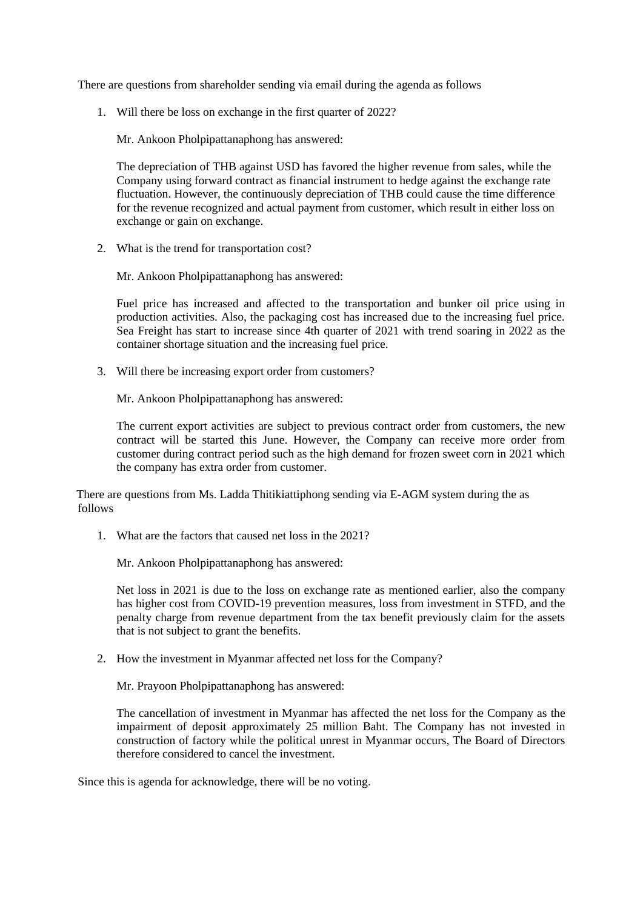There are questions from shareholder sending via email during the agenda as follows

1. Will there be loss on exchange in the first quarter of 2022?

   Mr. Ankoon Pholpipattanaphong has answered:

   The depreciation of THB against USD has favored the higher revenue from sales, while the Company using forward contract as financial instrument to hedge against the exchange rate fluctuation. However, the continuously depreciation of THB could cause the time difference for the revenue recognized and actual payment from customer, which result in either loss on exchange or gain on exchange.

2. What is the trend for transportation cost?

   Mr. Ankoon Pholpipattanaphong has answered:

   Fuel price has increased and affected to the transportation and bunker oil price using in production activities. Also, the packaging cost has increased due to the increasing fuel price. Sea Freight has start to increase since 4th quarter of 2021 with trend soaring in 2022 as the container shortage situation and the increasing fuel price.

3. Will there be increasing export order from customers?

   Mr. Ankoon Pholpipattanaphong has answered:

   The current export activities are subject to previous contract order from customers, the new contract will be started this June. However, the Company can receive more order from customer during contract period such as the high demand for frozen sweet corn in 2021 which the company has extra order from customer.

There are questions from Ms. Ladda Thitikiattiphong sending via E-AGM system during the as follows

1. What are the factors that caused net loss in the 2021?

   Mr. Ankoon Pholpipattanaphong has answered:

   Net loss in 2021 is due to the loss on exchange rate as mentioned earlier, also the company has higher cost from COVID-19 prevention measures, loss from investment in STFD, and the penalty charge from revenue department from the tax benefit previously claim for the assets that is not subject to grant the benefits.

2. How the investment in Myanmar affected net loss for the Company?

   Mr. Prayoon Pholpipattanaphong has answered:

   The cancellation of investment in Myanmar has affected the net loss for the Company as the impairment of deposit approximately 25 million Baht. The Company has not invested in construction of factory while the political unrest in Myanmar occurs, The Board of Directors therefore considered to cancel the investment.

Since this is agenda for acknowledge, there will be no voting.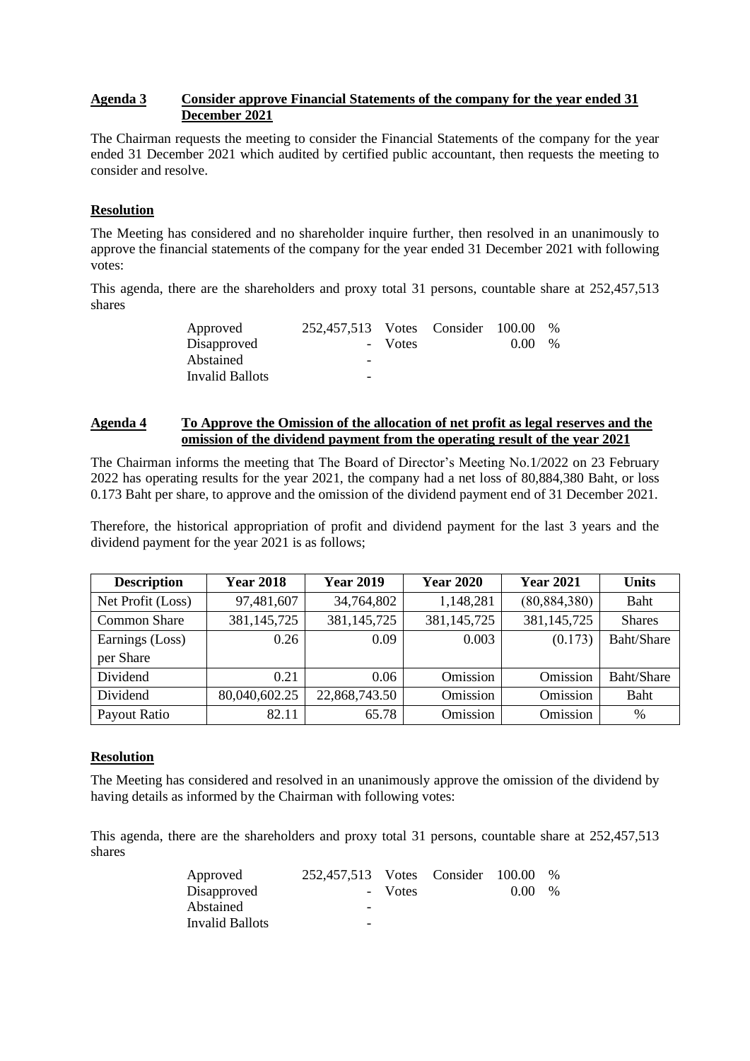**Agenda 3 Consider approve Financial Statements of the company for the year ended 31 December 2021**

The Chairman requests the meeting to consider the Financial Statements of the company for the year ended 31 December 2021 which audited by certified public accountant, then requests the meeting to consider and resolve.

**Resolution**

The Meeting has considered and no shareholder inquire further, then resolved in an unanimously to approve the financial statements of the company for the year ended 31 December 2021 with following votes:

This agenda, there are the shareholders and proxy total 31 persons, countable share at 252,457,513 shares

| | | | | | |
|---|---|---|---|---|---|
| Approved | 252,457,513 | Votes | Consider | 100.00 | % |
| Disapproved | - | Votes | | 0.00 | % |
| Abstained | - | | | | |
| Invalid Ballots | - | | | | |

**Agenda 4 To Approve the Omission of the allocation of net profit as legal reserves and the omission of the dividend payment from the operating result of the year 2021**

The Chairman informs the meeting that The Board of Director's Meeting No.1/2022 on 23 February 2022 has operating results for the year 2021, the company had a net loss of 80,884,380 Baht, or loss 0.173 Baht per share, to approve and the omission of the dividend payment end of 31 December 2021.

Therefore, the historical appropriation of profit and dividend payment for the last 3 years and the dividend payment for the year 2021 is as follows;

| Description | Year 2018 | Year 2019 | Year 2020 | Year 2021 | Units |
|---|---|---|---|---|---|
| Net Profit (Loss) | 97,481,607 | 34,764,802 | 1,148,281 | (80,884,380) | Baht |
| Common Share | 381,145,725 | 381,145,725 | 381,145,725 | 381,145,725 | Shares |
| Earnings (Loss) per Share | 0.26 | 0.09 | 0.003 | (0.173) | Baht/Share |
| Dividend | 0.21 | 0.06 | Omission | Omission | Baht/Share |
| Dividend | 80,040,602.25 | 22,868,743.50 | Omission | Omission | Baht |
| Payout Ratio | 82.11 | 65.78 | Omission | Omission | % |

**Resolution**

The Meeting has considered and resolved in an unanimously approve the omission of the dividend by having details as informed by the Chairman with following votes:

This agenda, there are the shareholders and proxy total 31 persons, countable share at 252,457,513 shares

| | | | | | |
|---|---|---|---|---|---|
| Approved | 252,457,513 | Votes | Consider | 100.00 | % |
| Disapproved | - | Votes | | 0.00 | % |
| Abstained | - | | | | |
| Invalid Ballots | - | | | | |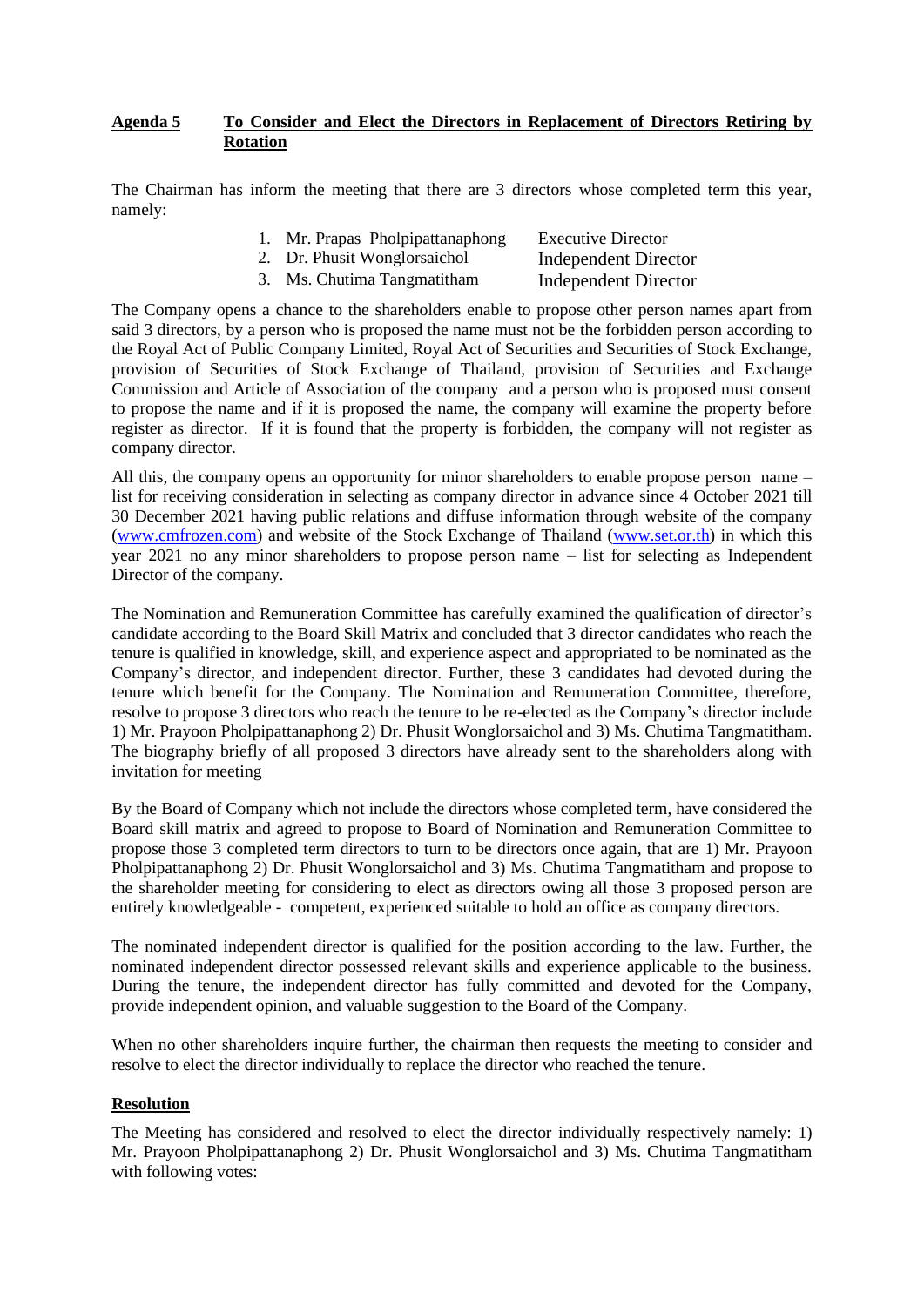**Agenda 5** **To Consider and Elect the Directors in Replacement of Directors Retiring by Rotation**

The Chairman has inform the meeting that there are 3 directors whose completed term this year, namely:

1. Mr. Prapas Pholpipattanaphong — Executive Director
2. Dr. Phusit Wonglorsaichol — Independent Director
3. Ms. Chutima Tangmatitham — Independent Director

The Company opens a chance to the shareholders enable to propose other person names apart from said 3 directors, by a person who is proposed the name must not be the forbidden person according to the Royal Act of Public Company Limited, Royal Act of Securities and Securities of Stock Exchange, provision of Securities of Stock Exchange of Thailand, provision of Securities and Exchange Commission and Article of Association of the company and a person who is proposed must consent to propose the name and if it is proposed the name, the company will examine the property before register as director. If it is found that the property is forbidden, the company will not register as company director.

All this, the company opens an opportunity for minor shareholders to enable propose person name – list for receiving consideration in selecting as company director in advance since 4 October 2021 till 30 December 2021 having public relations and diffuse information through website of the company (www.cmfrozen.com) and website of the Stock Exchange of Thailand (www.set.or.th) in which this year 2021 no any minor shareholders to propose person name – list for selecting as Independent Director of the company.

The Nomination and Remuneration Committee has carefully examined the qualification of director's candidate according to the Board Skill Matrix and concluded that 3 director candidates who reach the tenure is qualified in knowledge, skill, and experience aspect and appropriated to be nominated as the Company's director, and independent director. Further, these 3 candidates had devoted during the tenure which benefit for the Company. The Nomination and Remuneration Committee, therefore, resolve to propose 3 directors who reach the tenure to be re-elected as the Company's director include 1) Mr. Prayoon Pholpipattanaphong 2) Dr. Phusit Wonglorsaichol and 3) Ms. Chutima Tangmatitham. The biography briefly of all proposed 3 directors have already sent to the shareholders along with invitation for meeting

By the Board of Company which not include the directors whose completed term, have considered the Board skill matrix and agreed to propose to Board of Nomination and Remuneration Committee to propose those 3 completed term directors to turn to be directors once again, that are 1) Mr. Prayoon Pholpipattanaphong 2) Dr. Phusit Wonglorsaichol and 3) Ms. Chutima Tangmatitham and propose to the shareholder meeting for considering to elect as directors owing all those 3 proposed person are entirely knowledgeable - competent, experienced suitable to hold an office as company directors.

The nominated independent director is qualified for the position according to the law. Further, the nominated independent director possessed relevant skills and experience applicable to the business. During the tenure, the independent director has fully committed and devoted for the Company, provide independent opinion, and valuable suggestion to the Board of the Company.

When no other shareholders inquire further, the chairman then requests the meeting to consider and resolve to elect the director individually to replace the director who reached the tenure.

**Resolution**

The Meeting has considered and resolved to elect the director individually respectively namely: 1) Mr. Prayoon Pholpipattanaphong 2) Dr. Phusit Wonglorsaichol and 3) Ms. Chutima Tangmatitham with following votes: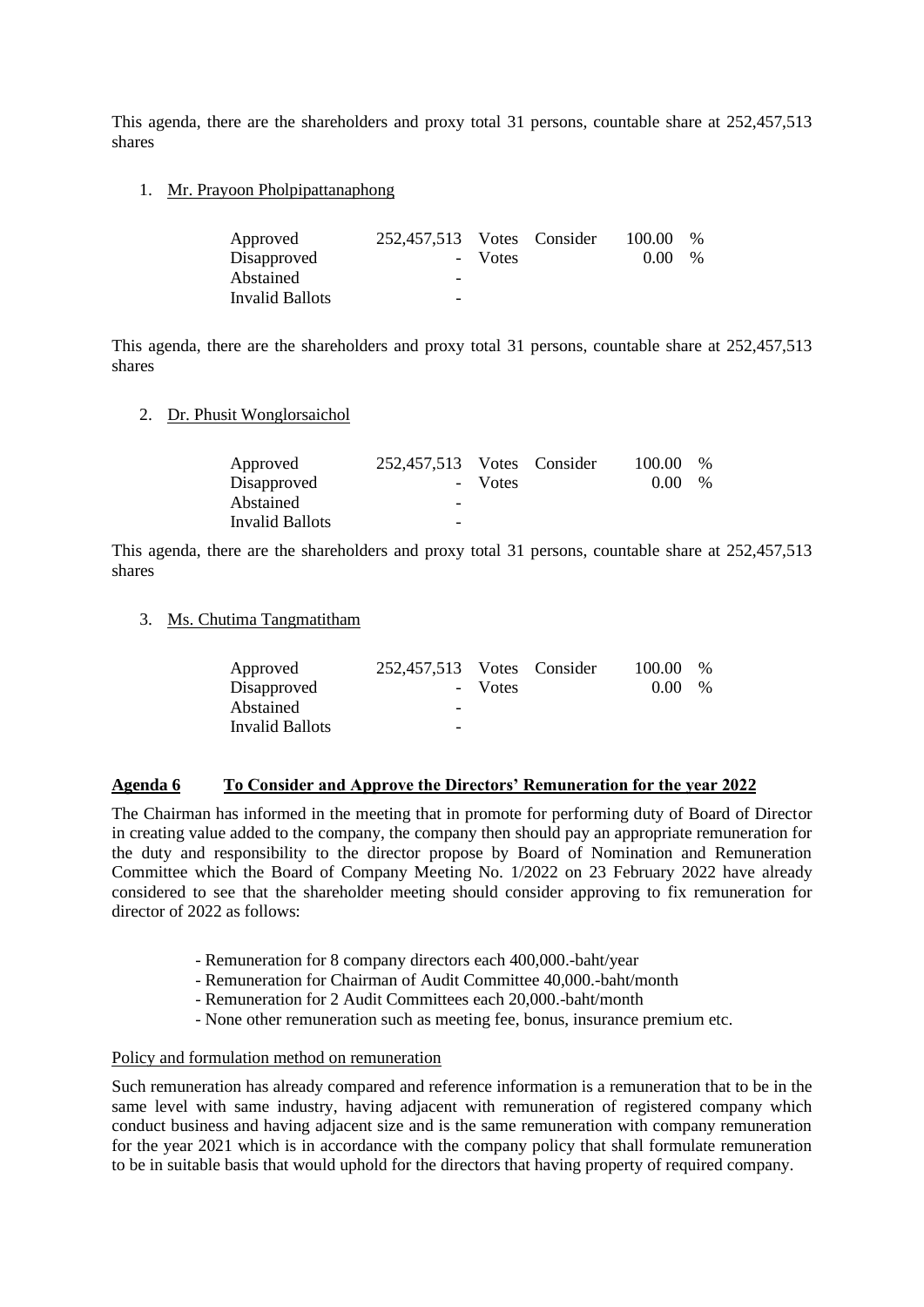This agenda, there are the shareholders and proxy total 31 persons, countable share at 252,457,513 shares

1. Mr. Prayoon Pholpipattanaphong

| | | | | | |
|---|---|---|---|---|---|
| Approved | 252,457,513 | Votes | Consider | 100.00 | % |
| Disapproved | - | Votes | | 0.00 | % |
| Abstained | - | | | | |
| Invalid Ballots | - | | | | |

This agenda, there are the shareholders and proxy total 31 persons, countable share at 252,457,513 shares

2. Dr. Phusit Wonglorsaichol

| | | | | | |
|---|---|---|---|---|---|
| Approved | 252,457,513 | Votes | Consider | 100.00 | % |
| Disapproved | - | Votes | | 0.00 | % |
| Abstained | - | | | | |
| Invalid Ballots | - | | | | |

This agenda, there are the shareholders and proxy total 31 persons, countable share at 252,457,513 shares

3. Ms. Chutima Tangmatitham

| | | | | | |
|---|---|---|---|---|---|
| Approved | 252,457,513 | Votes | Consider | 100.00 | % |
| Disapproved | - | Votes | | 0.00 | % |
| Abstained | - | | | | |
| Invalid Ballots | - | | | | |

**Agenda 6 To Consider and Approve the Directors' Remuneration for the year 2022**

The Chairman has informed in the meeting that in promote for performing duty of Board of Director in creating value added to the company, the company then should pay an appropriate remuneration for the duty and responsibility to the director propose by Board of Nomination and Remuneration Committee which the Board of Company Meeting No. 1/2022 on 23 February 2022 have already considered to see that the shareholder meeting should consider approving to fix remuneration for director of 2022 as follows:

- Remuneration for 8 company directors each 400,000.-baht/year
- Remuneration for Chairman of Audit Committee 40,000.-baht/month
- Remuneration for 2 Audit Committees each 20,000.-baht/month
- None other remuneration such as meeting fee, bonus, insurance premium etc.

Policy and formulation method on remuneration

Such remuneration has already compared and reference information is a remuneration that to be in the same level with same industry, having adjacent with remuneration of registered company which conduct business and having adjacent size and is the same remuneration with company remuneration for the year 2021 which is in accordance with the company policy that shall formulate remuneration to be in suitable basis that would uphold for the directors that having property of required company.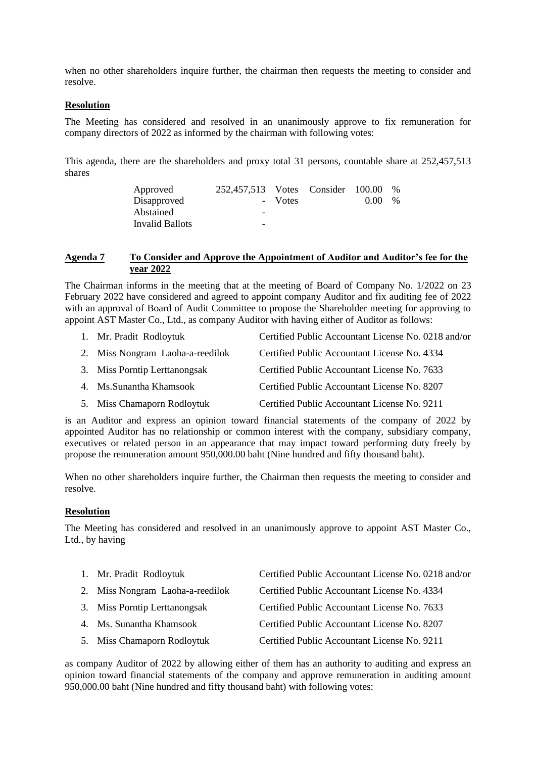when no other shareholders inquire further, the chairman then requests the meeting to consider and resolve.

**Resolution**

The Meeting has considered and resolved in an unanimously approve to fix remuneration for company directors of 2022 as informed by the chairman with following votes:

This agenda, there are the shareholders and proxy total 31 persons, countable share at 252,457,513 shares

| | | | | | |
|---|---|---|---|---|---|
| Approved | 252,457,513 | Votes | Consider | 100.00 | % |
| Disapproved | - | Votes | | 0.00 | % |
| Abstained | - | | | | |
| Invalid Ballots | - | | | | |

**Agenda 7 To Consider and Approve the Appointment of Auditor and Auditor's fee for the year 2022**

The Chairman informs in the meeting that at the meeting of Board of Company No. 1/2022 on 23 February 2022 have considered and agreed to appoint company Auditor and fix auditing fee of 2022 with an approval of Board of Audit Committee to propose the Shareholder meeting for approving to appoint AST Master Co., Ltd., as company Auditor with having either of Auditor as follows:

1. Mr. Pradit Rodloytuk — Certified Public Accountant License No. 0218 and/or
2. Miss Nongram Laoha-a-reedilok — Certified Public Accountant License No. 4334
3. Miss Porntip Lerttanongsak — Certified Public Accountant License No. 7633
4. Ms.Sunantha Khamsook — Certified Public Accountant License No. 8207
5. Miss Chamaporn Rodloytuk — Certified Public Accountant License No. 9211

is an Auditor and express an opinion toward financial statements of the company of 2022 by appointed Auditor has no relationship or common interest with the company, subsidiary company, executives or related person in an appearance that may impact toward performing duty freely by propose the remuneration amount 950,000.00 baht (Nine hundred and fifty thousand baht).

When no other shareholders inquire further, the Chairman then requests the meeting to consider and resolve.

**Resolution**

The Meeting has considered and resolved in an unanimously approve to appoint AST Master Co., Ltd., by having

1. Mr. Pradit Rodloytuk — Certified Public Accountant License No. 0218 and/or
2. Miss Nongram Laoha-a-reedilok — Certified Public Accountant License No. 4334
3. Miss Porntip Lerttanongsak — Certified Public Accountant License No. 7633
4. Ms. Sunantha Khamsook — Certified Public Accountant License No. 8207
5. Miss Chamaporn Rodloytuk — Certified Public Accountant License No. 9211

as company Auditor of 2022 by allowing either of them has an authority to auditing and express an opinion toward financial statements of the company and approve remuneration in auditing amount 950,000.00 baht (Nine hundred and fifty thousand baht) with following votes: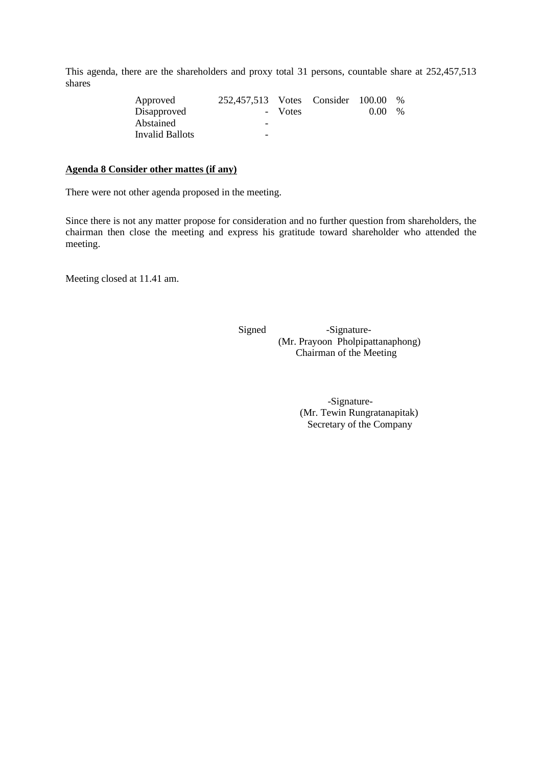This agenda, there are the shareholders and proxy total 31 persons, countable share at 252,457,513 shares

| | | | | | |
|---|---|---|---|---|---|
| Approved | 252,457,513 | Votes | Consider | 100.00 | % |
| Disapproved | - | Votes | | 0.00 | % |
| Abstained | - | | | | |
| Invalid Ballots | - | | | | |

**Agenda 8 Consider other mattes (if any)**

There were not other agenda proposed in the meeting.

Since there is not any matter propose for consideration and no further question from shareholders, the chairman then close the meeting and express his gratitude toward shareholder who attended the meeting.

Meeting closed at 11.41 am.

Signed -Signature-
(Mr. Prayoon Pholpipattanaphong)
Chairman of the Meeting

-Signature-
(Mr. Tewin Rungratanapitak)
Secretary of the Company